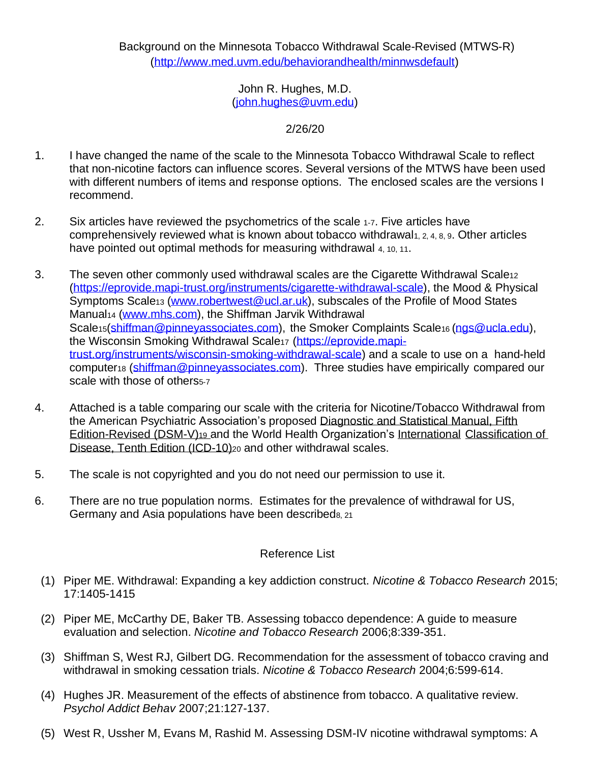Background on the Minnesota Tobacco Withdrawal Scale-Revised (MTWS-R)
(http://www.med.uvm.edu/behaviorandhealth/minnwsdefault)

John R. Hughes, M.D.
(john.hughes@uvm.edu)

2/26/20

1. I have changed the name of the scale to the Minnesota Tobacco Withdrawal Scale to reflect that non-nicotine factors can influence scores. Several versions of the MTWS have been used with different numbers of items and response options. The enclosed scales are the versions I recommend.

2. Six articles have reviewed the psychometrics of the scale [1-7]. Five articles have comprehensively reviewed what is known about tobacco withdrawal[1, 2, 4, 8, 9]. Other articles have pointed out optimal methods for measuring withdrawal [4, 10, 11].

3. The seven other commonly used withdrawal scales are the Cigarette Withdrawal Scale[12] (https://eprovide.mapi-trust.org/instruments/cigarette-withdrawal-scale), the Mood & Physical Symptoms Scale[13] (www.robertwest@ucl.ar.uk), subscales of the Profile of Mood States Manual[14] (www.mhs.com), the Shiffman Jarvik Withdrawal Scale[15](shiffman@pinneyassociates.com), the Smoker Complaints Scale[16] (ngs@ucla.edu), the Wisconsin Smoking Withdrawal Scale[17] (https://eprovide.mapi-trust.org/instruments/wisconsin-smoking-withdrawal-scale) and a scale to use on a hand-held computer[18] (shiffman@pinneyassociates.com). Three studies have empirically compared our scale with those of others[5-7]

4. Attached is a table comparing our scale with the criteria for Nicotine/Tobacco Withdrawal from the American Psychiatric Association's proposed Diagnostic and Statistical Manual, Fifth Edition-Revised (DSM-V)[19] and the World Health Organization's International Classification of Disease, Tenth Edition (ICD-10)[20] and other withdrawal scales.

5. The scale is not copyrighted and you do not need our permission to use it.

6. There are no true population norms. Estimates for the prevalence of withdrawal for US, Germany and Asia populations have been described[8, 21]

## Reference List

(1) Piper ME. Withdrawal: Expanding a key addiction construct. *Nicotine & Tobacco Research* 2015; 17:1405-1415

(2) Piper ME, McCarthy DE, Baker TB. Assessing tobacco dependence: A guide to measure evaluation and selection. *Nicotine and Tobacco Research* 2006;8:339-351.

(3) Shiffman S, West RJ, Gilbert DG. Recommendation for the assessment of tobacco craving and withdrawal in smoking cessation trials. *Nicotine & Tobacco Research* 2004;6:599-614.

(4) Hughes JR. Measurement of the effects of abstinence from tobacco. A qualitative review. *Psychol Addict Behav* 2007;21:127-137.

(5) West R, Ussher M, Evans M, Rashid M. Assessing DSM-IV nicotine withdrawal symptoms: A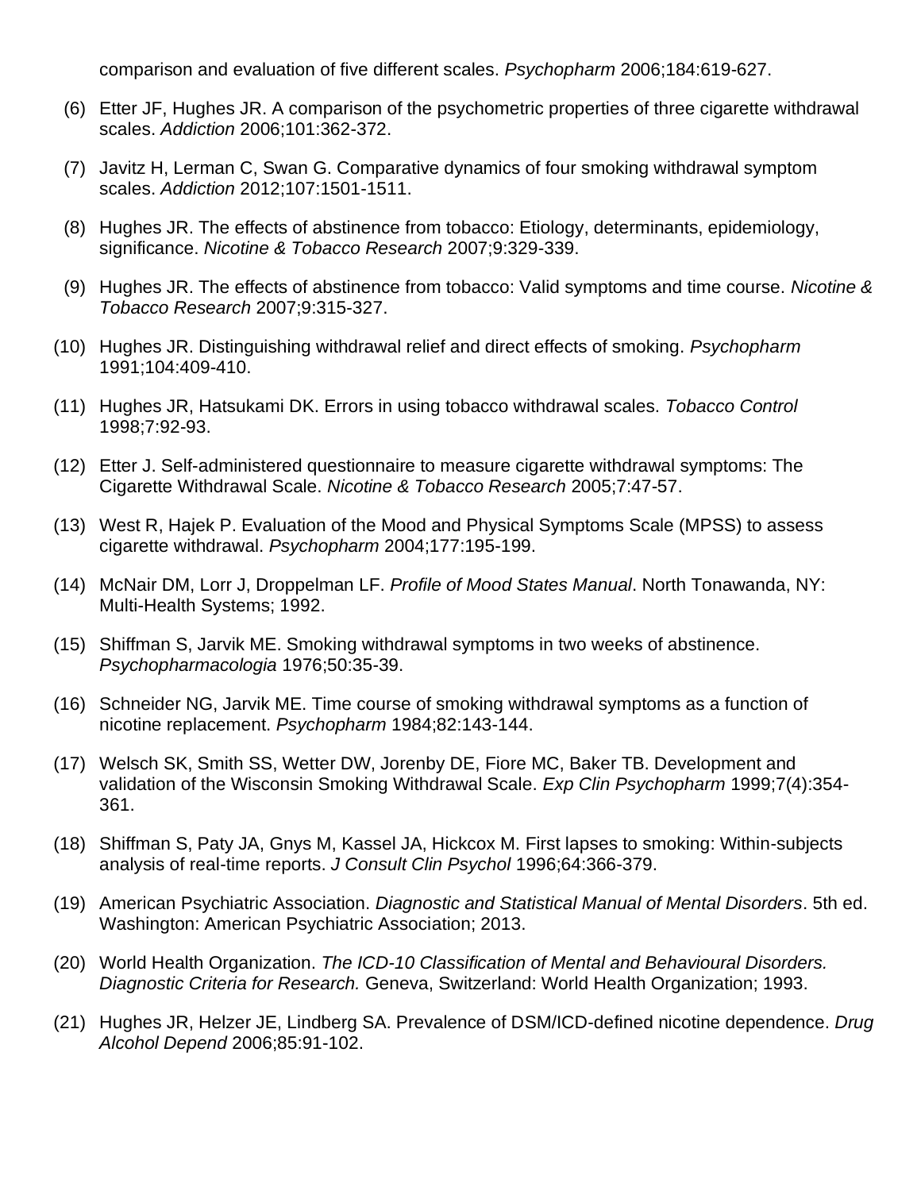comparison and evaluation of five different scales. *Psychopharm* 2006;184:619-627.

(6) Etter JF, Hughes JR. A comparison of the psychometric properties of three cigarette withdrawal scales. *Addiction* 2006;101:362-372.

(7) Javitz H, Lerman C, Swan G. Comparative dynamics of four smoking withdrawal symptom scales. *Addiction* 2012;107:1501-1511.

(8) Hughes JR. The effects of abstinence from tobacco: Etiology, determinants, epidemiology, significance. *Nicotine & Tobacco Research* 2007;9:329-339.

(9) Hughes JR. The effects of abstinence from tobacco: Valid symptoms and time course. *Nicotine & Tobacco Research* 2007;9:315-327.

(10) Hughes JR. Distinguishing withdrawal relief and direct effects of smoking. *Psychopharm* 1991;104:409-410.

(11) Hughes JR, Hatsukami DK. Errors in using tobacco withdrawal scales. *Tobacco Control* 1998;7:92-93.

(12) Etter J. Self-administered questionnaire to measure cigarette withdrawal symptoms: The Cigarette Withdrawal Scale. *Nicotine & Tobacco Research* 2005;7:47-57.

(13) West R, Hajek P. Evaluation of the Mood and Physical Symptoms Scale (MPSS) to assess cigarette withdrawal. *Psychopharm* 2004;177:195-199.

(14) McNair DM, Lorr J, Droppelman LF. *Profile of Mood States Manual*. North Tonawanda, NY: Multi-Health Systems; 1992.

(15) Shiffman S, Jarvik ME. Smoking withdrawal symptoms in two weeks of abstinence. *Psychopharmacologia* 1976;50:35-39.

(16) Schneider NG, Jarvik ME. Time course of smoking withdrawal symptoms as a function of nicotine replacement. *Psychopharm* 1984;82:143-144.

(17) Welsch SK, Smith SS, Wetter DW, Jorenby DE, Fiore MC, Baker TB. Development and validation of the Wisconsin Smoking Withdrawal Scale. *Exp Clin Psychopharm* 1999;7(4):354-361.

(18) Shiffman S, Paty JA, Gnys M, Kassel JA, Hickcox M. First lapses to smoking: Within-subjects analysis of real-time reports. *J Consult Clin Psychol* 1996;64:366-379.

(19) American Psychiatric Association. *Diagnostic and Statistical Manual of Mental Disorders*. 5th ed. Washington: American Psychiatric Association; 2013.

(20) World Health Organization. *The ICD-10 Classification of Mental and Behavioural Disorders. Diagnostic Criteria for Research.* Geneva, Switzerland: World Health Organization; 1993.

(21) Hughes JR, Helzer JE, Lindberg SA. Prevalence of DSM/ICD-defined nicotine dependence. *Drug Alcohol Depend* 2006;85:91-102.